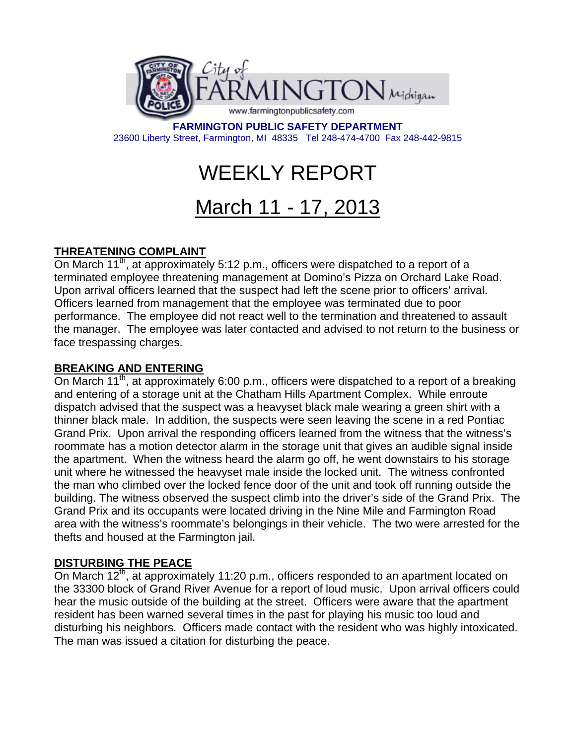City of FARMINGTON Michigan

www.farmingtonpublicsafety.com

**FARMINGTON PUBLIC SAFETY DEPARTMENT**

23600 Liberty Street, Farmington, MI 48335 Tel 248-474-4700 Fax 248-442-9815

# WEEKLY REPORT

# March 11 - 17, 2013

## THREATENING COMPLAINT

On March 11th, at approximately 5:12 p.m., officers were dispatched to a report of a terminated employee threatening management at Domino's Pizza on Orchard Lake Road. Upon arrival officers learned that the suspect had left the scene prior to officers' arrival. Officers learned from management that the employee was terminated due to poor performance. The employee did not react well to the termination and threatened to assault the manager. The employee was later contacted and advised to not return to the business or face trespassing charges.

## BREAKING AND ENTERING

On March 11th, at approximately 6:00 p.m., officers were dispatched to a report of a breaking and entering of a storage unit at the Chatham Hills Apartment Complex. While enroute dispatch advised that the suspect was a heavyset black male wearing a green shirt with a thinner black male. In addition, the suspects were seen leaving the scene in a red Pontiac Grand Prix. Upon arrival the responding officers learned from the witness that the witness's roommate has a motion detector alarm in the storage unit that gives an audible signal inside the apartment. When the witness heard the alarm go off, he went downstairs to his storage unit where he witnessed the heavyset male inside the locked unit. The witness confronted the man who climbed over the locked fence door of the unit and took off running outside the building. The witness observed the suspect climb into the driver's side of the Grand Prix. The Grand Prix and its occupants were located driving in the Nine Mile and Farmington Road area with the witness's roommate's belongings in their vehicle. The two were arrested for the thefts and housed at the Farmington jail.

## DISTURBING THE PEACE

On March 12th, at approximately 11:20 p.m., officers responded to an apartment located on the 33300 block of Grand River Avenue for a report of loud music. Upon arrival officers could hear the music outside of the building at the street. Officers were aware that the apartment resident has been warned several times in the past for playing his music too loud and disturbing his neighbors. Officers made contact with the resident who was highly intoxicated. The man was issued a citation for disturbing the peace.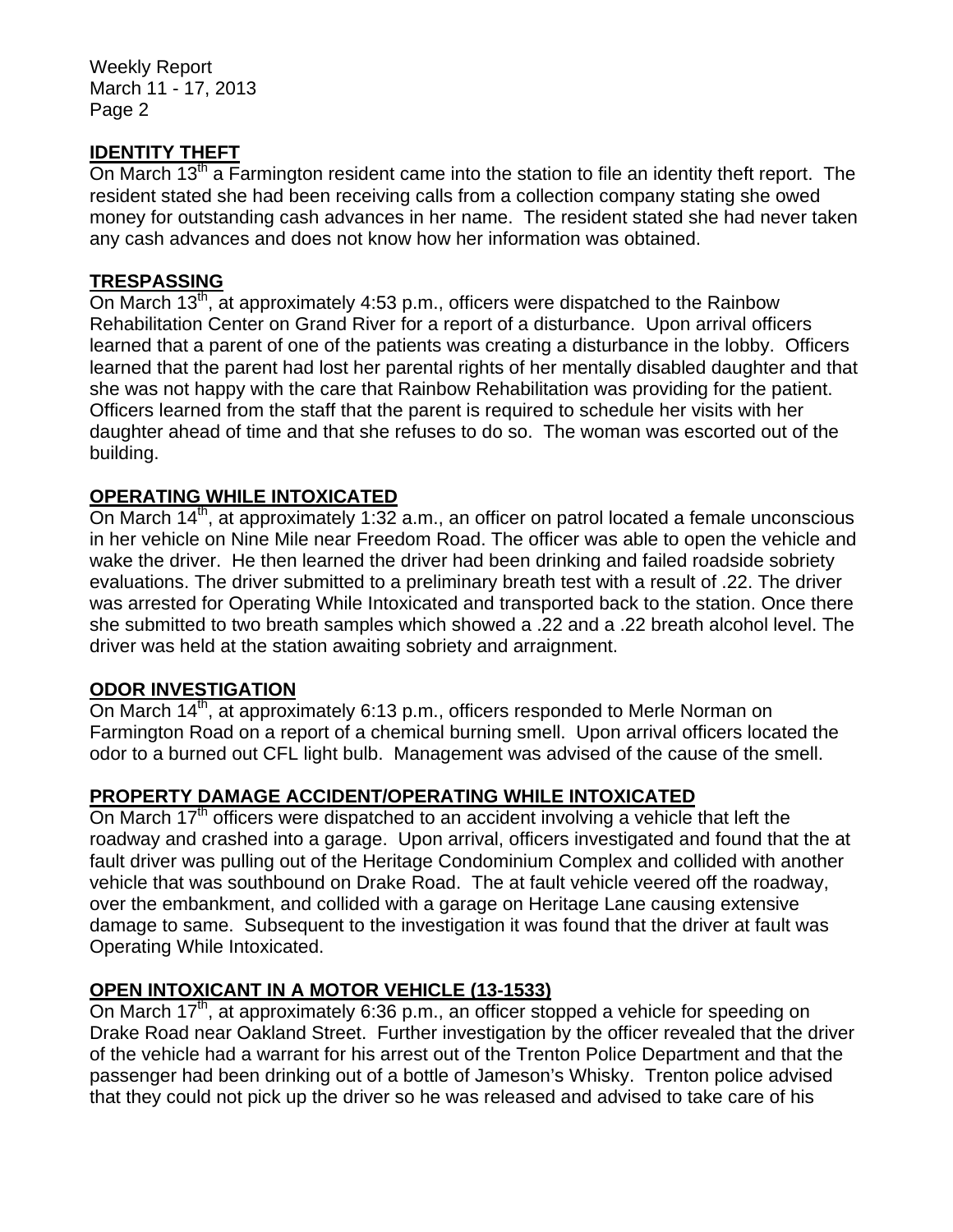## IDENTITY THEFT

On March 13th a Farmington resident came into the station to file an identity theft report. The resident stated she had been receiving calls from a collection company stating she owed money for outstanding cash advances in her name. The resident stated she had never taken any cash advances and does not know how her information was obtained.

## TRESPASSING

On March 13th, at approximately 4:53 p.m., officers were dispatched to the Rainbow Rehabilitation Center on Grand River for a report of a disturbance. Upon arrival officers learned that a parent of one of the patients was creating a disturbance in the lobby. Officers learned that the parent had lost her parental rights of her mentally disabled daughter and that she was not happy with the care that Rainbow Rehabilitation was providing for the patient. Officers learned from the staff that the parent is required to schedule her visits with her daughter ahead of time and that she refuses to do so. The woman was escorted out of the building.

## OPERATING WHILE INTOXICATED

On March 14th, at approximately 1:32 a.m., an officer on patrol located a female unconscious in her vehicle on Nine Mile near Freedom Road. The officer was able to open the vehicle and wake the driver. He then learned the driver had been drinking and failed roadside sobriety evaluations. The driver submitted to a preliminary breath test with a result of .22. The driver was arrested for Operating While Intoxicated and transported back to the station. Once there she submitted to two breath samples which showed a .22 and a .22 breath alcohol level. The driver was held at the station awaiting sobriety and arraignment.

## ODOR INVESTIGATION

On March 14th, at approximately 6:13 p.m., officers responded to Merle Norman on Farmington Road on a report of a chemical burning smell. Upon arrival officers located the odor to a burned out CFL light bulb. Management was advised of the cause of the smell.

## PROPERTY DAMAGE ACCIDENT/OPERATING WHILE INTOXICATED

On March 17th officers were dispatched to an accident involving a vehicle that left the roadway and crashed into a garage. Upon arrival, officers investigated and found that the at fault driver was pulling out of the Heritage Condominium Complex and collided with another vehicle that was southbound on Drake Road. The at fault vehicle veered off the roadway, over the embankment, and collided with a garage on Heritage Lane causing extensive damage to same. Subsequent to the investigation it was found that the driver at fault was Operating While Intoxicated.

## OPEN INTOXICANT IN A MOTOR VEHICLE (13-1533)

On March 17th, at approximately 6:36 p.m., an officer stopped a vehicle for speeding on Drake Road near Oakland Street. Further investigation by the officer revealed that the driver of the vehicle had a warrant for his arrest out of the Trenton Police Department and that the passenger had been drinking out of a bottle of Jameson's Whisky. Trenton police advised that they could not pick up the driver so he was released and advised to take care of his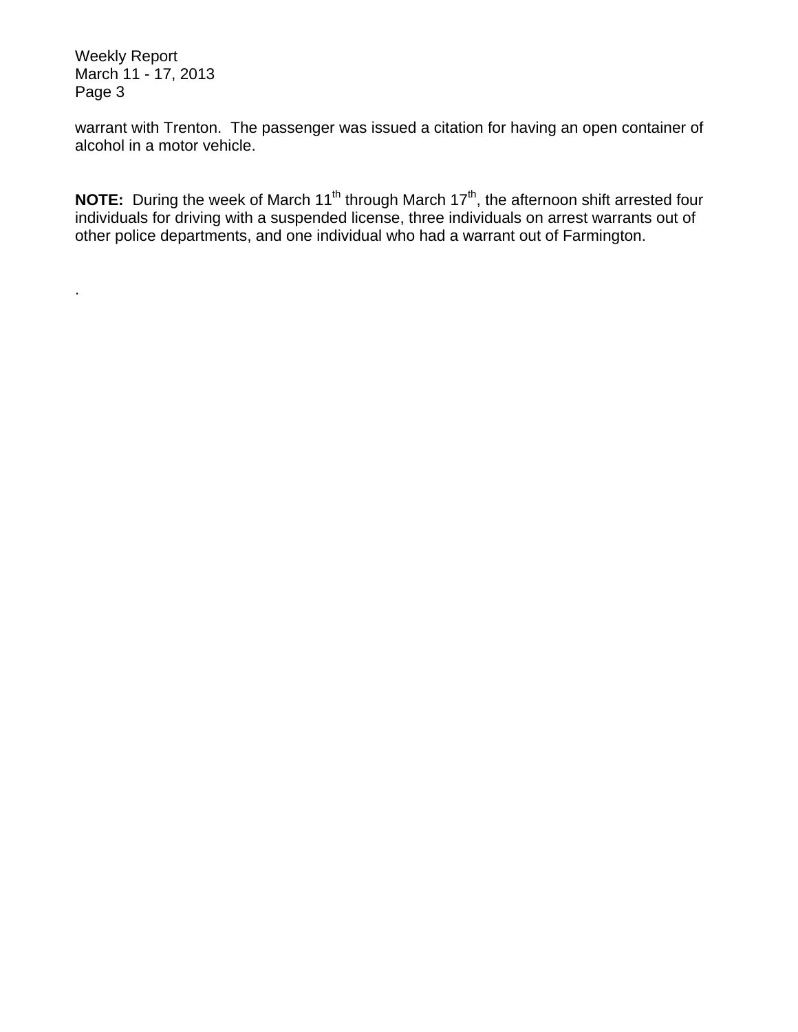warrant with Trenton. The passenger was issued a citation for having an open container of alcohol in a motor vehicle.

**NOTE:** During the week of March 11th through March 17th, the afternoon shift arrested four individuals for driving with a suspended license, three individuals on arrest warrants out of other police departments, and one individual who had a warrant out of Farmington.

.